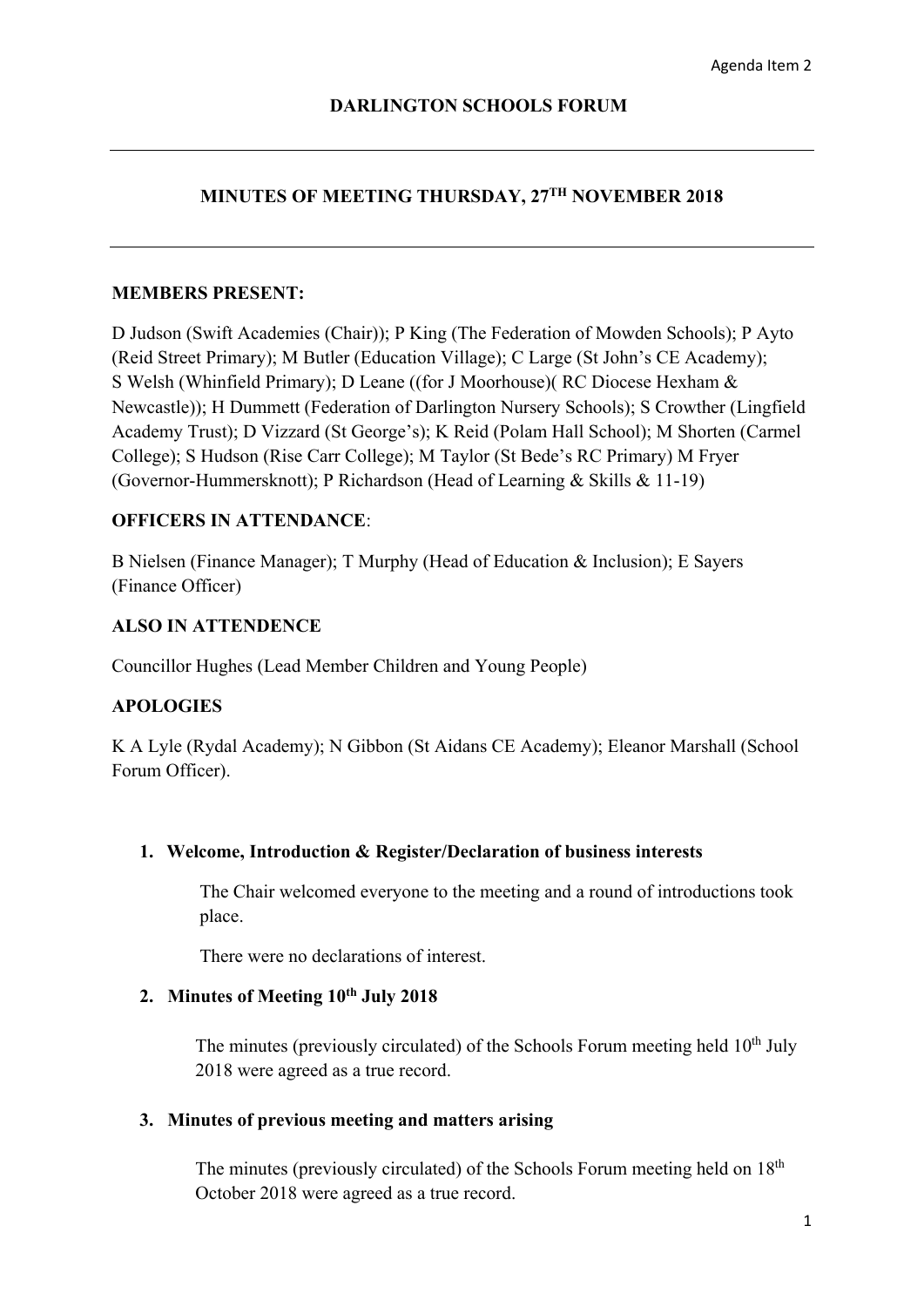Agenda Item 2

# DARLINGTON SCHOOLS FORUM

## MINUTES OF MEETING THURSDAY, 27TH NOVEMBER 2018

**MEMBERS PRESENT:**

D Judson (Swift Academies (Chair)); P King (The Federation of Mowden Schools); P Ayto (Reid Street Primary); M Butler (Education Village); C Large (St John's CE Academy); S Welsh (Whinfield Primary); D Leane ((for J Moorhouse)( RC Diocese Hexham & Newcastle)); H Dummett (Federation of Darlington Nursery Schools); S Crowther (Lingfield Academy Trust); D Vizzard (St George's); K Reid (Polam Hall School); M Shorten (Carmel College); S Hudson (Rise Carr College); M Taylor (St Bede's RC Primary) M Fryer (Governor-Hummersknott); P Richardson (Head of Learning & Skills & 11-19)

**OFFICERS IN ATTENDANCE**:

B Nielsen (Finance Manager); T Murphy (Head of Education & Inclusion); E Sayers (Finance Officer)

**ALSO IN ATTENDENCE**

Councillor Hughes (Lead Member Children and Young People)

**APOLOGIES**

K A Lyle (Rydal Academy); N Gibbon (St Aidans CE Academy); Eleanor Marshall (School Forum Officer).

1. **Welcome, Introduction & Register/Declaration of business interests**

   The Chair welcomed everyone to the meeting and a round of introductions took place.

   There were no declarations of interest.

2. **Minutes of Meeting 10th July 2018**

   The minutes (previously circulated) of the Schools Forum meeting held 10th July 2018 were agreed as a true record.

3. **Minutes of previous meeting and matters arising**

   The minutes (previously circulated) of the Schools Forum meeting held on 18th October 2018 were agreed as a true record.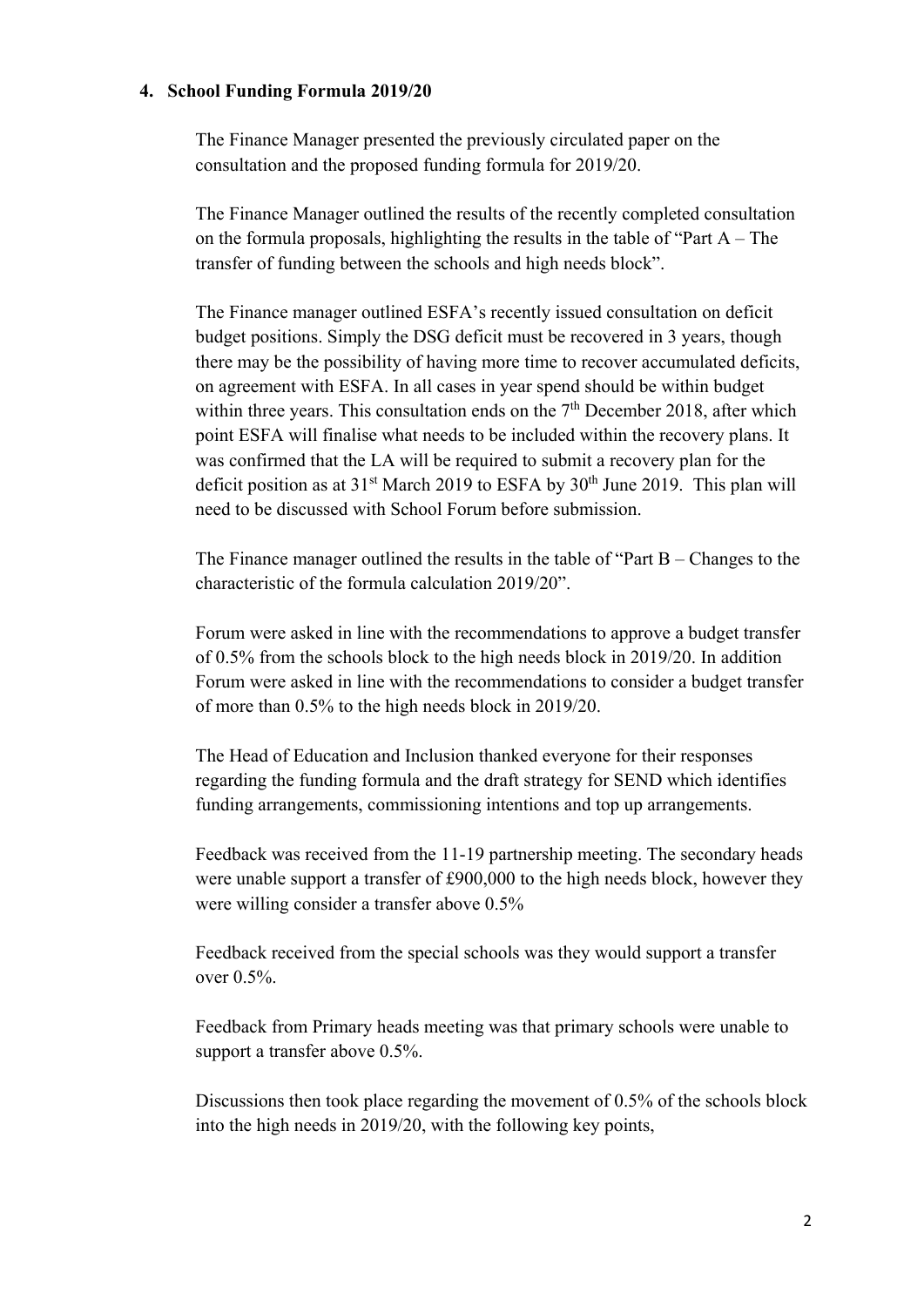## 4. School Funding Formula 2019/20

The Finance Manager presented the previously circulated paper on the consultation and the proposed funding formula for 2019/20.

The Finance Manager outlined the results of the recently completed consultation on the formula proposals, highlighting the results in the table of "Part A – The transfer of funding between the schools and high needs block".

The Finance manager outlined ESFA's recently issued consultation on deficit budget positions. Simply the DSG deficit must be recovered in 3 years, though there may be the possibility of having more time to recover accumulated deficits, on agreement with ESFA. In all cases in year spend should be within budget within three years. This consultation ends on the 7th December 2018, after which point ESFA will finalise what needs to be included within the recovery plans. It was confirmed that the LA will be required to submit a recovery plan for the deficit position as at 31st March 2019 to ESFA by 30th June 2019. This plan will need to be discussed with School Forum before submission.

The Finance manager outlined the results in the table of "Part B – Changes to the characteristic of the formula calculation 2019/20".

Forum were asked in line with the recommendations to approve a budget transfer of 0.5% from the schools block to the high needs block in 2019/20. In addition Forum were asked in line with the recommendations to consider a budget transfer of more than 0.5% to the high needs block in 2019/20.

The Head of Education and Inclusion thanked everyone for their responses regarding the funding formula and the draft strategy for SEND which identifies funding arrangements, commissioning intentions and top up arrangements.

Feedback was received from the 11-19 partnership meeting. The secondary heads were unable support a transfer of £900,000 to the high needs block, however they were willing consider a transfer above 0.5%

Feedback received from the special schools was they would support a transfer over 0.5%.

Feedback from Primary heads meeting was that primary schools were unable to support a transfer above 0.5%.

Discussions then took place regarding the movement of 0.5% of the schools block into the high needs in 2019/20, with the following key points,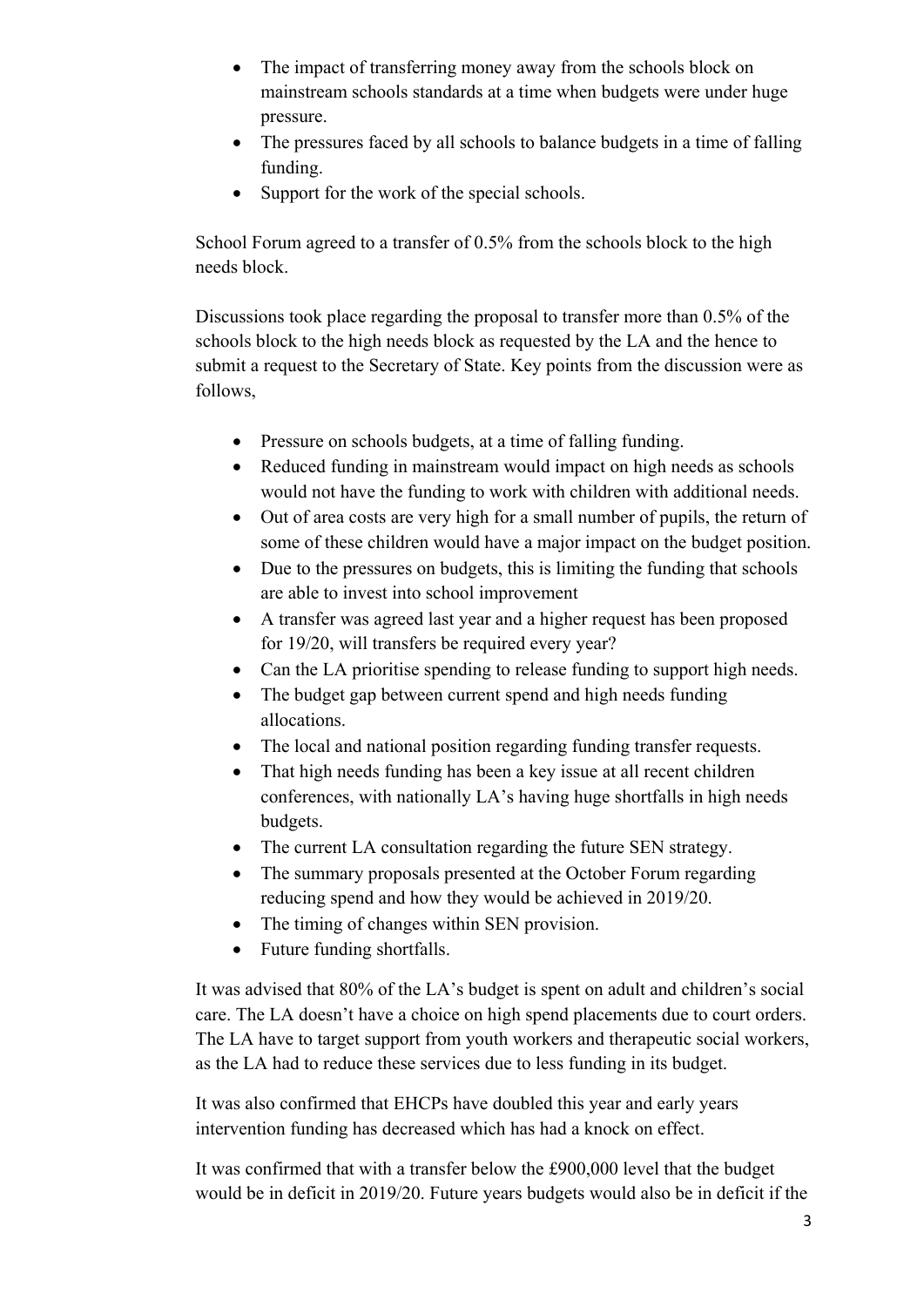- The impact of transferring money away from the schools block on mainstream schools standards at a time when budgets were under huge pressure.
- The pressures faced by all schools to balance budgets in a time of falling funding.
- Support for the work of the special schools.

School Forum agreed to a transfer of 0.5% from the schools block to the high needs block.

Discussions took place regarding the proposal to transfer more than 0.5% of the schools block to the high needs block as requested by the LA and the hence to submit a request to the Secretary of State. Key points from the discussion were as follows,

- Pressure on schools budgets, at a time of falling funding.
- Reduced funding in mainstream would impact on high needs as schools would not have the funding to work with children with additional needs.
- Out of area costs are very high for a small number of pupils, the return of some of these children would have a major impact on the budget position.
- Due to the pressures on budgets, this is limiting the funding that schools are able to invest into school improvement
- A transfer was agreed last year and a higher request has been proposed for 19/20, will transfers be required every year?
- Can the LA prioritise spending to release funding to support high needs.
- The budget gap between current spend and high needs funding allocations.
- The local and national position regarding funding transfer requests.
- That high needs funding has been a key issue at all recent children conferences, with nationally LA's having huge shortfalls in high needs budgets.
- The current LA consultation regarding the future SEN strategy.
- The summary proposals presented at the October Forum regarding reducing spend and how they would be achieved in 2019/20.
- The timing of changes within SEN provision.
- Future funding shortfalls.

It was advised that 80% of the LA's budget is spent on adult and children's social care. The LA doesn't have a choice on high spend placements due to court orders. The LA have to target support from youth workers and therapeutic social workers, as the LA had to reduce these services due to less funding in its budget.

It was also confirmed that EHCPs have doubled this year and early years intervention funding has decreased which has had a knock on effect.

It was confirmed that with a transfer below the £900,000 level that the budget would be in deficit in 2019/20. Future years budgets would also be in deficit if the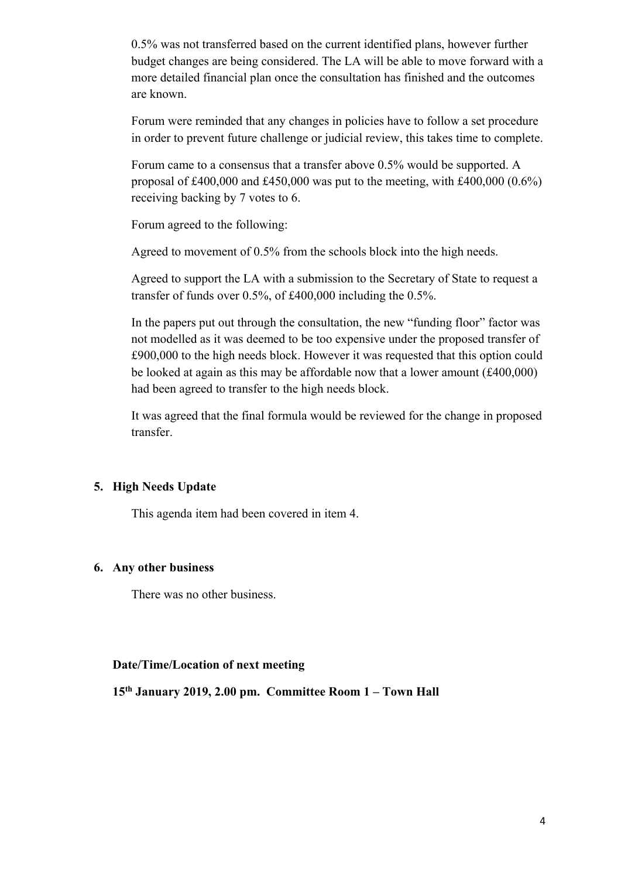0.5% was not transferred based on the current identified plans, however further budget changes are being considered. The LA will be able to move forward with a more detailed financial plan once the consultation has finished and the outcomes are known.

Forum were reminded that any changes in policies have to follow a set procedure in order to prevent future challenge or judicial review, this takes time to complete.

Forum came to a consensus that a transfer above 0.5% would be supported. A proposal of £400,000 and £450,000 was put to the meeting, with £400,000 (0.6%) receiving backing by 7 votes to 6.

Forum agreed to the following:

Agreed to movement of 0.5% from the schools block into the high needs.

Agreed to support the LA with a submission to the Secretary of State to request a transfer of funds over 0.5%, of £400,000 including the 0.5%.

In the papers put out through the consultation, the new "funding floor" factor was not modelled as it was deemed to be too expensive under the proposed transfer of £900,000 to the high needs block. However it was requested that this option could be looked at again as this may be affordable now that a lower amount (£400,000) had been agreed to transfer to the high needs block.

It was agreed that the final formula would be reviewed for the change in proposed transfer.

**5. High Needs Update**

This agenda item had been covered in item 4.

**6. Any other business**

There was no other business.

**Date/Time/Location of next meeting**

**15th January 2019, 2.00 pm. Committee Room 1 – Town Hall**